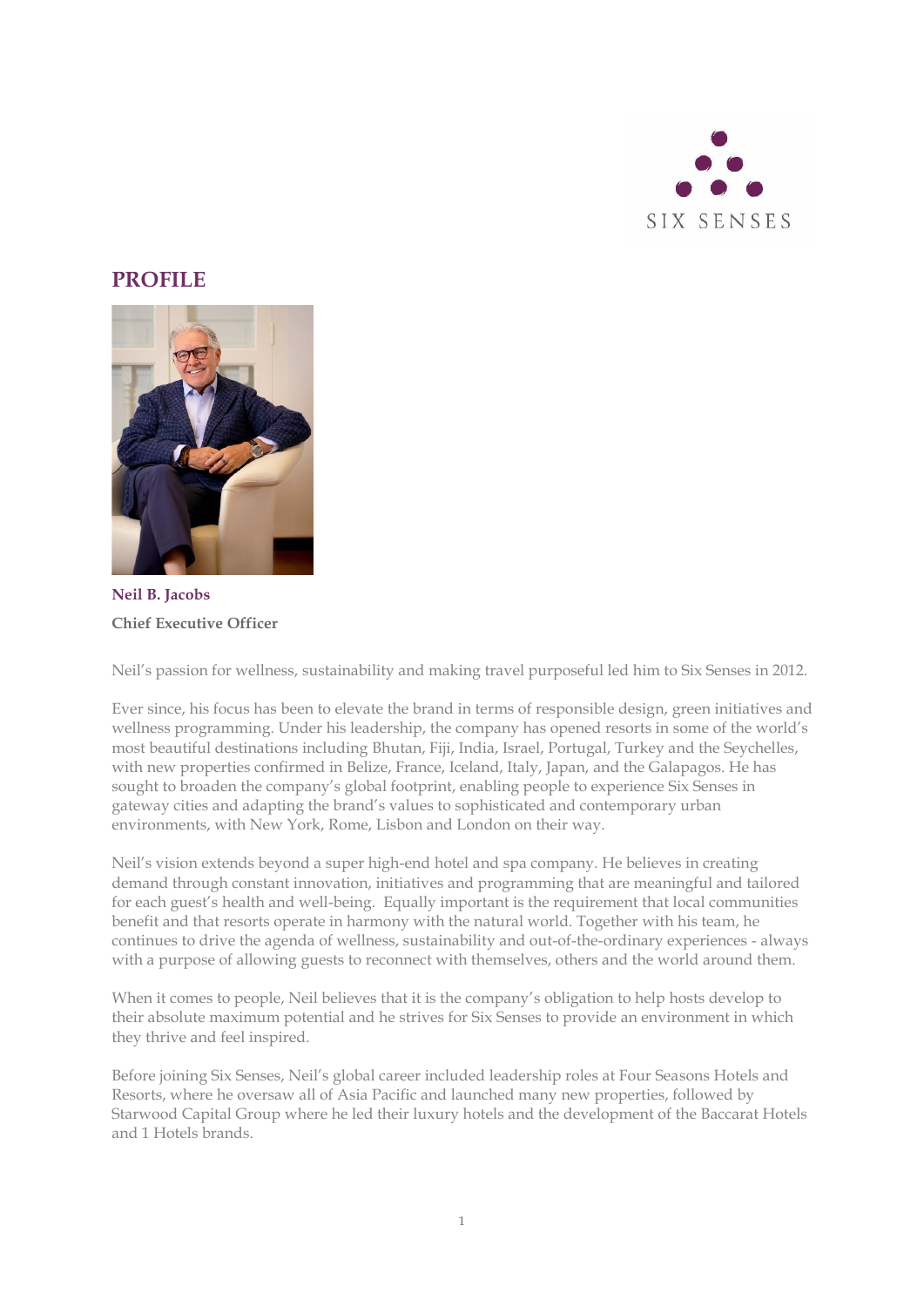SIX SENSES

## PROFILE

**Neil B. Jacobs**

**Chief Executive Officer**

Neil's passion for wellness, sustainability and making travel purposeful led him to Six Senses in 2012.

Ever since, his focus has been to elevate the brand in terms of responsible design, green initiatives and wellness programming. Under his leadership, the company has opened resorts in some of the world's most beautiful destinations including Bhutan, Fiji, India, Israel, Portugal, Turkey and the Seychelles, with new properties confirmed in Belize, France, Iceland, Italy, Japan, and the Galapagos. He has sought to broaden the company's global footprint, enabling people to experience Six Senses in gateway cities and adapting the brand's values to sophisticated and contemporary urban environments, with New York, Rome, Lisbon and London on their way.

Neil's vision extends beyond a super high-end hotel and spa company. He believes in creating demand through constant innovation, initiatives and programming that are meaningful and tailored for each guest's health and well-being. Equally important is the requirement that local communities benefit and that resorts operate in harmony with the natural world. Together with his team, he continues to drive the agenda of wellness, sustainability and out-of-the-ordinary experiences - always with a purpose of allowing guests to reconnect with themselves, others and the world around them.

When it comes to people, Neil believes that it is the company's obligation to help hosts develop to their absolute maximum potential and he strives for Six Senses to provide an environment in which they thrive and feel inspired.

Before joining Six Senses, Neil's global career included leadership roles at Four Seasons Hotels and Resorts, where he oversaw all of Asia Pacific and launched many new properties, followed by Starwood Capital Group where he led their luxury hotels and the development of the Baccarat Hotels and 1 Hotels brands.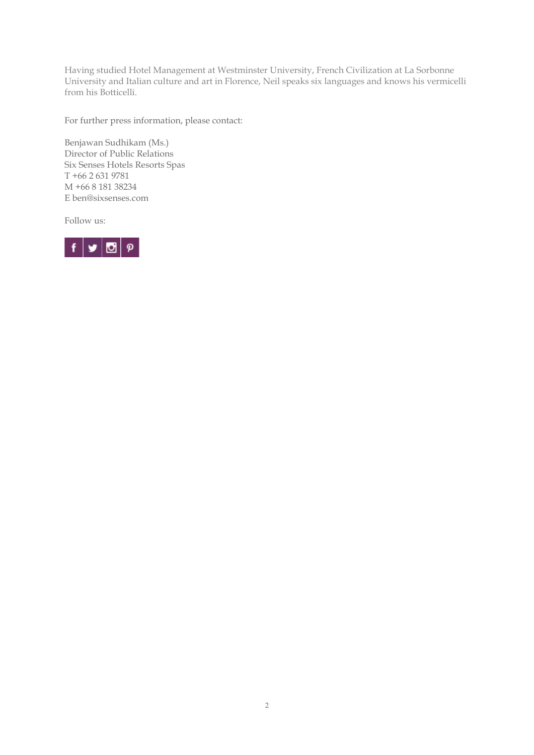Having studied Hotel Management at Westminster University, French Civilization at La Sorbonne University and Italian culture and art in Florence, Neil speaks six languages and knows his vermicelli from his Botticelli.

For further press information, please contact:

Benjawan Sudhikam (Ms.)
Director of Public Relations
Six Senses Hotels Resorts Spas
T +66 2 631 9781
M +66 8 181 38234
E ben@sixsenses.com

Follow us: